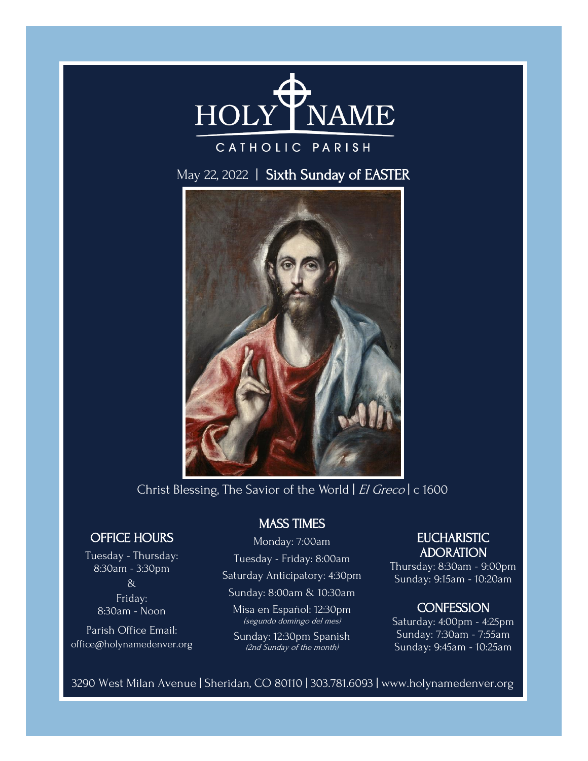# HOLY NAME

CATHOLIC PARISH

May 22, 2022 | **Sixth Sunday of EASTER**

Christ Blessing, The Savior of the World | *El Greco* | c 1600

## OFFICE HOURS

Tuesday - Thursday:
8:30am - 3:30pm
&
Friday:
8:30am - Noon

Parish Office Email:
office@holynamedenver.org

## MASS TIMES

Monday: 7:00am

Tuesday - Friday: 8:00am

Saturday Anticipatory: 4:30pm

Sunday: 8:00am & 10:30am

Misa en Español: 12:30pm
*(segundo domingo del mes)*

Sunday: 12:30pm Spanish
*(2nd Sunday of the month)*

## EUCHARISTIC ADORATION

Thursday: 8:30am - 9:00pm
Sunday: 9:15am - 10:20am

## CONFESSION

Saturday: 4:00pm - 4:25pm
Sunday: 7:30am - 7:55am
Sunday: 9:45am - 10:25am

3290 West Milan Avenue | Sheridan, CO 80110 | 303.781.6093 | www.holynamedenver.org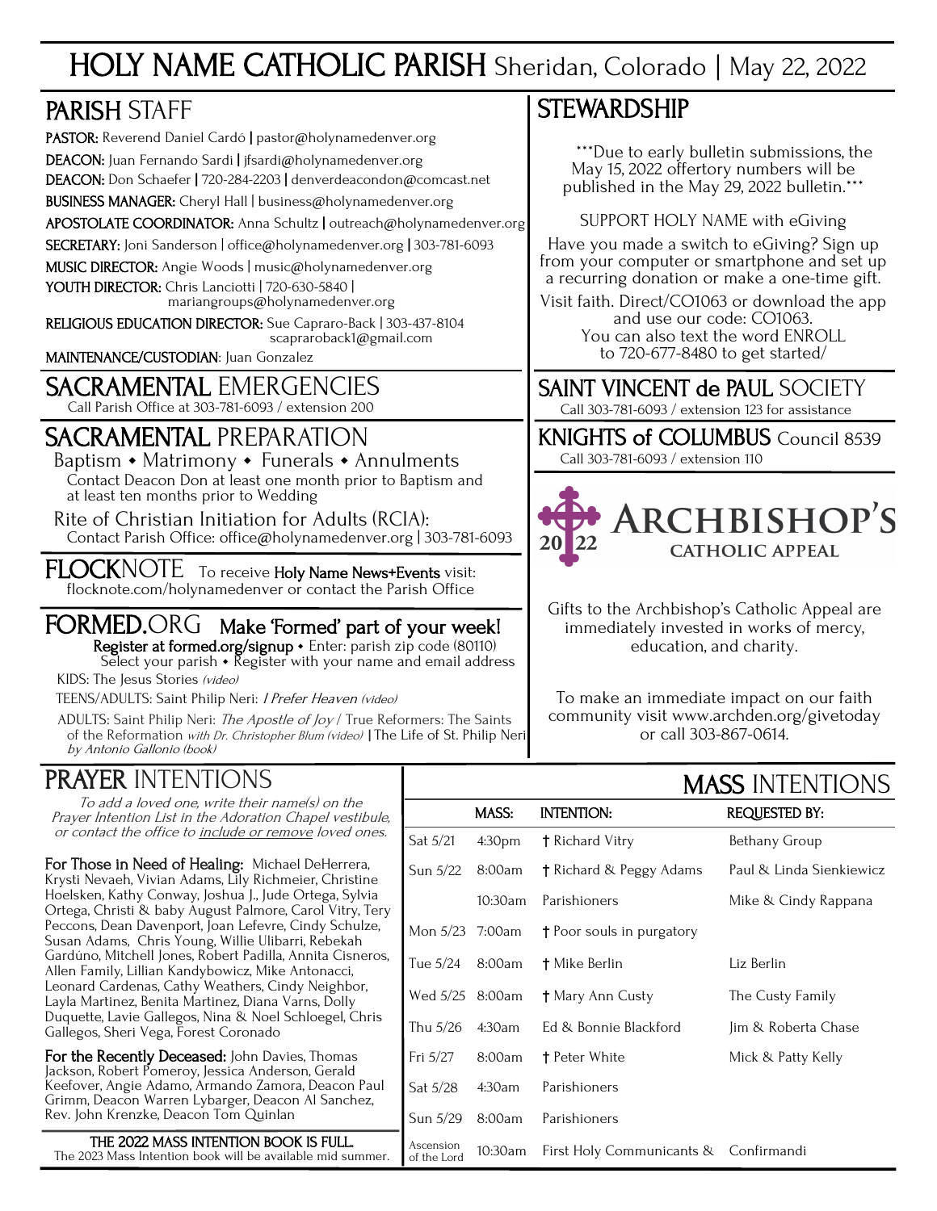# HOLY NAME CATHOLIC PARISH Sheridan, Colorado | May 22, 2022

## PARISH STAFF

**PASTOR:** Reverend Daniel Cardó | pastor@holynamedenver.org

**DEACON:** Juan Fernando Sardi | jfsardi@holynamedenver.org

**DEACON:** Don Schaefer | 720-284-2203 | denverdeacondon@comcast.net

**BUSINESS MANAGER:** Cheryl Hall | business@holynamedenver.org

**APOSTOLATE COORDINATOR:** Anna Schultz | outreach@holynamedenver.org

**SECRETARY:** Joni Sanderson | office@holynamedenver.org | 303-781-6093

**MUSIC DIRECTOR:** Angie Woods | music@holynamedenver.org

**YOUTH DIRECTOR:** Chris Lanciotti | 720-630-5840 | mariangroups@holynamedenver.org

**RELIGIOUS EDUCATION DIRECTOR:** Sue Capraro-Back | 303-437-8104 scapraroback1@gmail.com

**MAINTENANCE/CUSTODIAN:** Juan Gonzalez

## SACRAMENTAL EMERGENCIES

Call Parish Office at 303-781-6093 / extension 200

## SACRAMENTAL PREPARATION

Baptism ◆ Matrimony ◆ Funerals ◆ Annulments

Contact Deacon Don at least one month prior to Baptism and at least ten months prior to Wedding

Rite of Christian Initiation for Adults (RCIA):
Contact Parish Office: office@holynamedenver.org | 303-781-6093

## FLOCKNOTE

To receive **Holy Name News+Events** visit: flocknote.com/holynamedenver or contact the Parish Office

## FORMED.ORG **Make 'Formed' part of your week!**

**Register at formed.org/signup** ◆ Enter: parish zip code (80110)
Select your parish ◆ Register with your name and email address

KIDS: The Jesus Stories *(video)*

TEENS/ADULTS: Saint Philip Neri: *I Prefer Heaven (video)*

ADULTS: Saint Philip Neri: *The Apostle of Joy* / True Reformers: The Saints of the Reformation *with Dr. Christopher Blum (video)* | The Life of St. Philip Neri *by Antonio Gallonio (book)*

## STEWARDSHIP

\*\*\*Due to early bulletin submissions, the May 15, 2022 offertory numbers will be published in the May 29, 2022 bulletin.\*\*\*

SUPPORT HOLY NAME with eGiving

Have you made a switch to eGiving? Sign up from your computer or smartphone and set up a recurring donation or make a one-time gift.

Visit faith. Direct/CO1063 or download the app and use our code: CO1063.
You can also text the word ENROLL to 720-677-8480 to get started/

## SAINT VINCENT de PAUL SOCIETY

Call 303-781-6093 / extension 123 for assistance

## KNIGHTS of COLUMBUS Council 8539

Call 303-781-6093 / extension 110

**2022 ARCHBISHOP'S CATHOLIC APPEAL**

Gifts to the Archbishop's Catholic Appeal are immediately invested in works of mercy, education, and charity.

To make an immediate impact on our faith community visit www.archden.org/givetoday or call 303-867-0614.

## PRAYER INTENTIONS

*To add a loved one, write their name(s) on the Prayer Intention List in the Adoration Chapel vestibule, or contact the office to include or remove loved ones.*

**For Those in Need of Healing:** Michael DeHerrera, Krysti Nevaeh, Vivian Adams, Lily Richmeier, Christine Hoelsken, Kathy Conway, Joshua J., Jude Ortega, Sylvia Ortega, Christi & baby August Palmore, Carol Vitry, Tery Peccons, Dean Davenport, Joan Lefevre, Cindy Schulze, Susan Adams, Chris Young, Willie Ulibarri, Rebekah Gardúno, Mitchell Jones, Robert Padilla, Annita Cisneros, Allen Family, Lillian Kandybowicz, Mike Antonacci, Leonard Cardenas, Cathy Weathers, Cindy Neighbor, Layla Martinez, Benita Martinez, Diana Varns, Dolly Duquette, Lavie Gallegos, Nina & Noel Schloegel, Chris Gallegos, Sheri Vega, Forest Coronado

**For the Recently Deceased:** John Davies, Thomas Jackson, Robert Pomeroy, Jessica Anderson, Gerald Keefover, Angie Adamo, Armando Zamora, Deacon Paul Grimm, Deacon Warren Lybarger, Deacon Al Sanchez, Rev. John Krenzke, Deacon Tom Quinlan

**THE 2022 MASS INTENTION BOOK IS FULL.**
The 2023 Mass Intention book will be available mid summer.

## MASS INTENTIONS

| | MASS: | INTENTION: | REQUESTED BY: |
|---|---|---|---|
| Sat 5/21 | 4:30pm | † Richard Vitry | Bethany Group |
| Sun 5/22 | 8:00am | † Richard & Peggy Adams | Paul & Linda Sienkiewicz |
| | 10:30am | Parishioners | Mike & Cindy Rappana |
| Mon 5/23 | 7:00am | † Poor souls in purgatory | |
| Tue 5/24 | 8:00am | † Mike Berlin | Liz Berlin |
| Wed 5/25 | 8:00am | † Mary Ann Custy | The Custy Family |
| Thu 5/26 | 4:30am | Ed & Bonnie Blackford | Jim & Roberta Chase |
| Fri 5/27 | 8:00am | † Peter White | Mick & Patty Kelly |
| Sat 5/28 | 4:30am | Parishioners | |
| Sun 5/29 | 8:00am | Parishioners | |
| Ascension of the Lord | 10:30am | First Holy Communicants & | Confirmandi |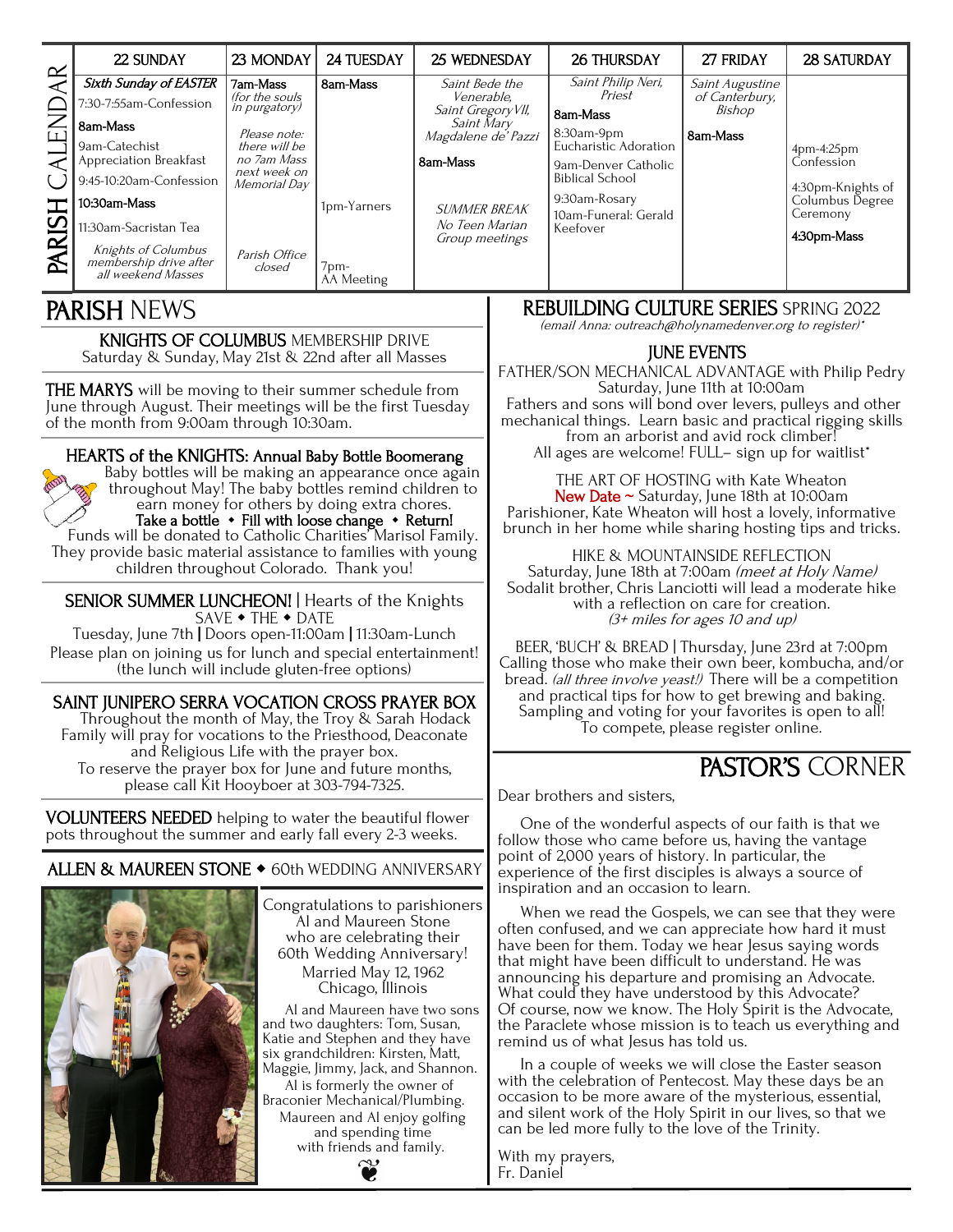## PARISH CALENDAR

| 22 SUNDAY | 23 MONDAY | 24 TUESDAY | 25 WEDNESDAY | 26 THURSDAY | 27 FRIDAY | 28 SATURDAY |
|---|---|---|---|---|---|---|
| *Sixth Sunday of EASTER*<br>7:30-7:55am-Confession<br>**8am-Mass**<br>9am-Catechist Appreciation Breakfast<br>9:45-10:20am-Confession<br>**10:30am-Mass**<br>11:30am-Sacristan Tea<br>*Knights of Columbus membership drive after all weekend Masses* | **7am-Mass** *(for the souls in purgatory)*<br>*Please note: there will be no 7am Mass next week on Memorial Day*<br>*Parish Office closed* | **8am-Mass**<br>1pm-Yarners<br>7pm-AA Meeting | *Saint Bede the Venerable, Saint Gregory VII, Saint Mary Magdalene de' Pazzi*<br>**8am-Mass**<br>*SUMMER BREAK No Teen Marian Group meetings* | *Saint Philip Neri, Priest*<br>**8am-Mass**<br>8:30am-9pm Eucharistic Adoration<br>9am-Denver Catholic Biblical School<br>9:30am-Rosary<br>10am-Funeral: Gerald Keefover | *Saint Augustine of Canterbury, Bishop*<br>**8am-Mass** | 4pm-4:25pm Confession<br>4:30pm-Knights of Columbus Degree Ceremony<br>**4:30pm-Mass** |

## PARISH NEWS

### KNIGHTS OF COLUMBUS MEMBERSHIP DRIVE
Saturday & Sunday, May 21st & 22nd after all Masses

**THE MARYS** will be moving to their summer schedule from June through August. Their meetings will be the first Tuesday of the month from 9:00am through 10:30am.

### HEARTS of the KNIGHTS: Annual Baby Bottle Boomerang
Baby bottles will be making an appearance once again throughout May! The baby bottles remind children to earn money for others by doing extra chores.
**Take a bottle ◆ Fill with loose change ◆ Return!**
Funds will be donated to Catholic Charities' Marisol Family. They provide basic material assistance to families with young children throughout Colorado. Thank you!

### SENIOR SUMMER LUNCHEON! | Hearts of the Knights
SAVE ◆ THE ◆ DATE
Tuesday, June 7th | Doors open-11:00am | 11:30am-Lunch
Please plan on joining us for lunch and special entertainment! (the lunch will include gluten-free options)

### SAINT JUNIPERO SERRA VOCATION CROSS PRAYER BOX
Throughout the month of May, the Troy & Sarah Hodack Family will pray for vocations to the Priesthood, Deaconate and Religious Life with the prayer box.
To reserve the prayer box for June and future months, please call Kit Hooyboer at 303-794-7325.

**VOLUNTEERS NEEDED** helping to water the beautiful flower pots throughout the summer and early fall every 2-3 weeks.

### ALLEN & MAUREEN STONE ◆ 60th WEDDING ANNIVERSARY
Congratulations to parishioners Al and Maureen Stone who are celebrating their 60th Wedding Anniversary!
Married May 12, 1962
Chicago, Illinois

Al and Maureen have two sons and two daughters: Tom, Susan, Katie and Stephen and they have six grandchildren: Kirsten, Matt, Maggie, Jimmy, Jack, and Shannon. Al is formerly the owner of Braconier Mechanical/Plumbing. Maureen and Al enjoy golfing and spending time with friends and family.

## REBUILDING CULTURE SERIES SPRING 2022
*(email Anna: outreach@holynamedenver.org to register)\**

### JUNE EVENTS
FATHER/SON MECHANICAL ADVANTAGE with Philip Pedry
Saturday, June 11th at 10:00am
Fathers and sons will bond over levers, pulleys and other mechanical things. Learn basic and practical rigging skills from an arborist and avid rock climber!
All ages are welcome! FULL– sign up for waitlist\*

THE ART OF HOSTING with Kate Wheaton
New Date ~ Saturday, June 18th at 10:00am
Parishioner, Kate Wheaton will host a lovely, informative brunch in her home while sharing hosting tips and tricks.

HIKE & MOUNTAINSIDE REFLECTION
Saturday, June 18th at 7:00am *(meet at Holy Name)*
Sodalit brother, Chris Lanciotti will lead a moderate hike with a reflection on care for creation.
*(3+ miles for ages 10 and up)*

BEER, 'BUCH' & BREAD | Thursday, June 23rd at 7:00pm
Calling those who make their own beer, kombucha, and/or bread. *(all three involve yeast!)* There will be a competition and practical tips for how to get brewing and baking. Sampling and voting for your favorites is open to all! To compete, please register online.

## PASTOR'S CORNER

Dear brothers and sisters,

One of the wonderful aspects of our faith is that we follow those who came before us, having the vantage point of 2,000 years of history. In particular, the experience of the first disciples is always a source of inspiration and an occasion to learn.

When we read the Gospels, we can see that they were often confused, and we can appreciate how hard it must have been for them. Today we hear Jesus saying words that might have been difficult to understand. He was announcing his departure and promising an Advocate. What could they have understood by this Advocate? Of course, now we know. The Holy Spirit is the Advocate, the Paraclete whose mission is to teach us everything and remind us of what Jesus has told us.

In a couple of weeks we will close the Easter season with the celebration of Pentecost. May these days be an occasion to be more aware of the mysterious, essential, and silent work of the Holy Spirit in our lives, so that we can be led more fully to the love of the Trinity.

With my prayers,
Fr. Daniel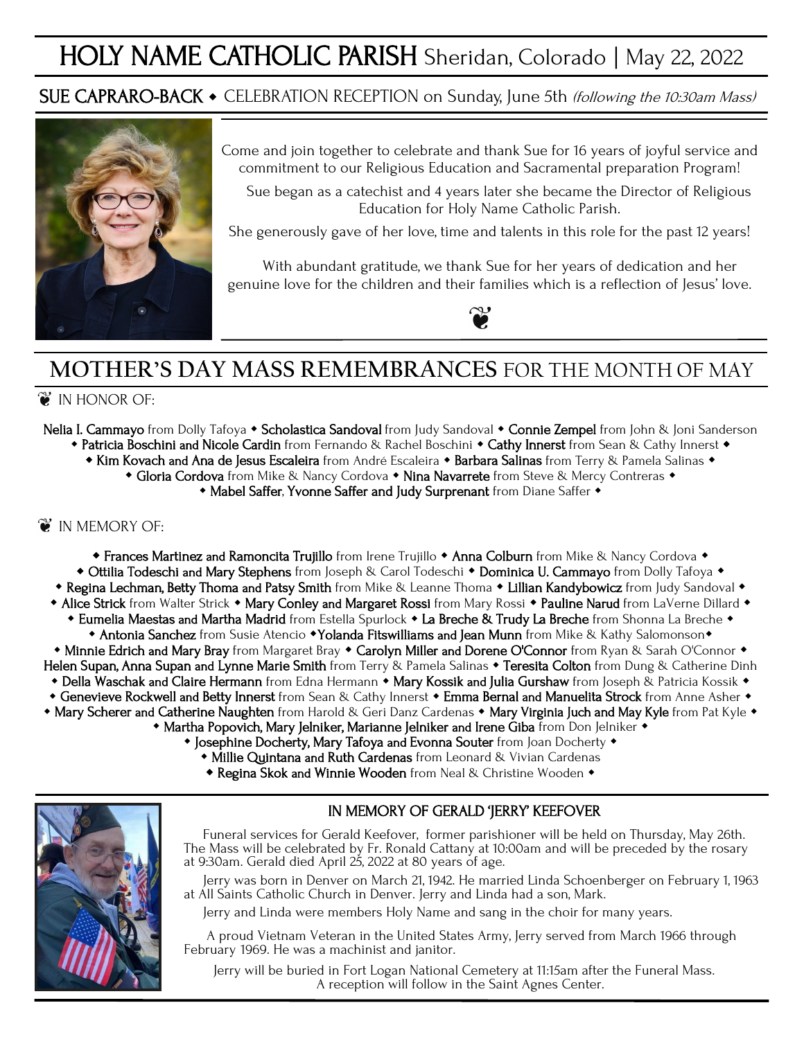# HOLY NAME CATHOLIC PARISH Sheridan, Colorado | May 22, 2022

## SUE CAPRARO-BACK ◆ CELEBRATION RECEPTION on Sunday, June 5th *(following the 10:30am Mass)*

Come and join together to celebrate and thank Sue for 16 years of joyful service and commitment to our Religious Education and Sacramental preparation Program!

Sue began as a catechist and 4 years later she became the Director of Religious Education for Holy Name Catholic Parish.

She generously gave of her love, time and talents in this role for the past 12 years!

With abundant gratitude, we thank Sue for her years of dedication and her genuine love for the children and their families which is a reflection of Jesus' love.

## MOTHER'S DAY MASS REMEMBRANCES FOR THE MONTH OF MAY

### IN HONOR OF:

**Nelia I. Cammayo** from Dolly Tafoya ◆ **Scholastica Sandoval** from Judy Sandoval ◆ **Connie Zempel** from John & Joni Sanderson ◆ **Patricia Boschini** and **Nicole Cardin** from Fernando & Rachel Boschini ◆ **Cathy Innerst** from Sean & Cathy Innerst ◆ **Kim Kovach** and **Ana de Jesus Escaleira** from André Escaleira ◆ **Barbara Salinas** from Terry & Pamela Salinas ◆ **Gloria Cordova** from Mike & Nancy Cordova ◆ **Nina Navarrete** from Steve & Mercy Contreras ◆ **Mabel Saffer**, **Yvonne Saffer** and **Judy Surprenant** from Diane Saffer ◆

### IN MEMORY OF:

◆ **Frances Martinez** and **Ramoncita Trujillo** from Irene Trujillo ◆ **Anna Colburn** from Mike & Nancy Cordova ◆ **Ottilia Todeschi** and **Mary Stephens** from Joseph & Carol Todeschi ◆ **Dominica U. Cammayo** from Dolly Tafoya ◆ **Regina Lechman, Betty Thoma** and **Patsy Smith** from Mike & Leanne Thoma ◆ **Lillian Kandybowicz** from Judy Sandoval ◆ **Alice Strick** from Walter Strick ◆ **Mary Conley** and **Margaret Rossi** from Mary Rossi ◆ **Pauline Narud** from LaVerne Dillard ◆ **Eumelia Maestas** and **Martha Madrid** from Estella Spurlock ◆ **La Breche & Trudy La Breche** from Shonna La Breche ◆ **Antonia Sanchez** from Susie Atencio ◆**Yolanda Fitswilliams** and **Jean Munn** from Mike & Kathy Salomonson◆ **Minnie Edrich** and **Mary Bray** from Margaret Bray ◆ **Carolyn Miller** and **Dorene O'Connor** from Ryan & Sarah O'Connor ◆ **Helen Supan, Anna Supan** and **Lynne Marie Smith** from Terry & Pamela Salinas ◆ **Teresita Colton** from Dung & Catherine Dinh ◆ **Della Waschak** and **Claire Hermann** from Edna Hermann ◆ **Mary Kossik** and **Julia Gurshaw** from Joseph & Patricia Kossik ◆ **Genevieve Rockwell** and **Betty Innerst** from Sean & Cathy Innerst ◆ **Emma Bernal** and **Manuelita Strock** from Anne Asher ◆ **Mary Scherer** and **Catherine Naughten** from Harold & Geri Danz Cardenas ◆ **Mary Virginia Juch** and **May Kyle** from Pat Kyle ◆ **Martha Popovich, Mary Jelniker, Marianne Jelniker** and **Irene Giba** from Don Jelniker ◆ **Josephine Docherty, Mary Tafoya** and **Evonna Souter** from Joan Docherty ◆ **Millie Quintana** and **Ruth Cardenas** from Leonard & Vivian Cardenas ◆ **Regina Skok** and **Winnie Wooden** from Neal & Christine Wooden ◆

## IN MEMORY OF GERALD 'JERRY' KEEFOVER

Funeral services for Gerald Keefover, former parishioner will be held on Thursday, May 26th. The Mass will be celebrated by Fr. Ronald Cattany at 10:00am and will be preceded by the rosary at 9:30am. Gerald died April 25, 2022 at 80 years of age.

Jerry was born in Denver on March 21, 1942. He married Linda Schoenberger on February 1, 1963 at All Saints Catholic Church in Denver. Jerry and Linda had a son, Mark.

Jerry and Linda were members Holy Name and sang in the choir for many years.

A proud Vietnam Veteran in the United States Army, Jerry served from March 1966 through February 1969. He was a machinist and janitor.

Jerry will be buried in Fort Logan National Cemetery at 11:15am after the Funeral Mass. A reception will follow in the Saint Agnes Center.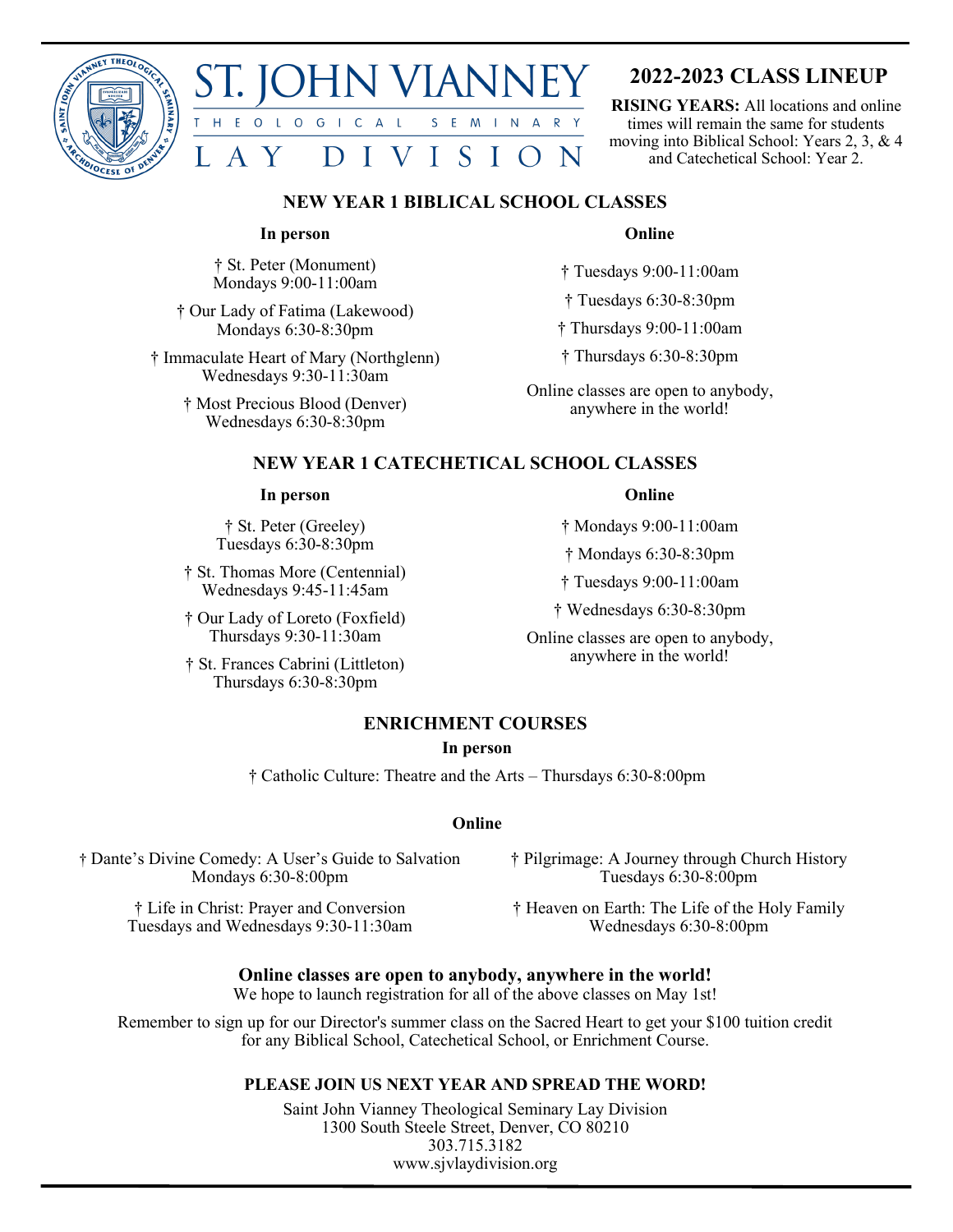# ST. JOHN VIANNEY

THEOLOGICAL SEMINARY

LAY DIVISION

## 2022-2023 CLASS LINEUP

**RISING YEARS:** All locations and online times will remain the same for students moving into Biblical School: Years 2, 3, & 4 and Catechetical School: Year 2.

## NEW YEAR 1 BIBLICAL SCHOOL CLASSES

### In person

† St. Peter (Monument)
Mondays 9:00-11:00am

† Our Lady of Fatima (Lakewood)
Mondays 6:30-8:30pm

† Immaculate Heart of Mary (Northglenn)
Wednesdays 9:30-11:30am

† Most Precious Blood (Denver)
Wednesdays 6:30-8:30pm

### Online

† Tuesdays 9:00-11:00am

† Tuesdays 6:30-8:30pm

† Thursdays 9:00-11:00am

† Thursdays 6:30-8:30pm

Online classes are open to anybody, anywhere in the world!

## NEW YEAR 1 CATECHETICAL SCHOOL CLASSES

### In person

† St. Peter (Greeley)
Tuesdays 6:30-8:30pm

† St. Thomas More (Centennial)
Wednesdays 9:45-11:45am

† Our Lady of Loreto (Foxfield)
Thursdays 9:30-11:30am

† St. Frances Cabrini (Littleton)
Thursdays 6:30-8:30pm

### Online

† Mondays 9:00-11:00am

† Mondays 6:30-8:30pm

† Tuesdays 9:00-11:00am

† Wednesdays 6:30-8:30pm

Online classes are open to anybody, anywhere in the world!

## ENRICHMENT COURSES

### In person

† Catholic Culture: Theatre and the Arts – Thursdays 6:30-8:00pm

### Online

† Dante's Divine Comedy: A User's Guide to Salvation
Mondays 6:30-8:00pm

† Life in Christ: Prayer and Conversion
Tuesdays and Wednesdays 9:30-11:30am

† Pilgrimage: A Journey through Church History
Tuesdays 6:30-8:00pm

† Heaven on Earth: The Life of the Holy Family
Wednesdays 6:30-8:00pm

**Online classes are open to anybody, anywhere in the world!**
We hope to launch registration for all of the above classes on May 1st!

Remember to sign up for our Director's summer class on the Sacred Heart to get your $100 tuition credit for any Biblical School, Catechetical School, or Enrichment Course.

**PLEASE JOIN US NEXT YEAR AND SPREAD THE WORD!**

Saint John Vianney Theological Seminary Lay Division
1300 South Steele Street, Denver, CO 80210
303.715.3182
www.sjvlaydivision.org